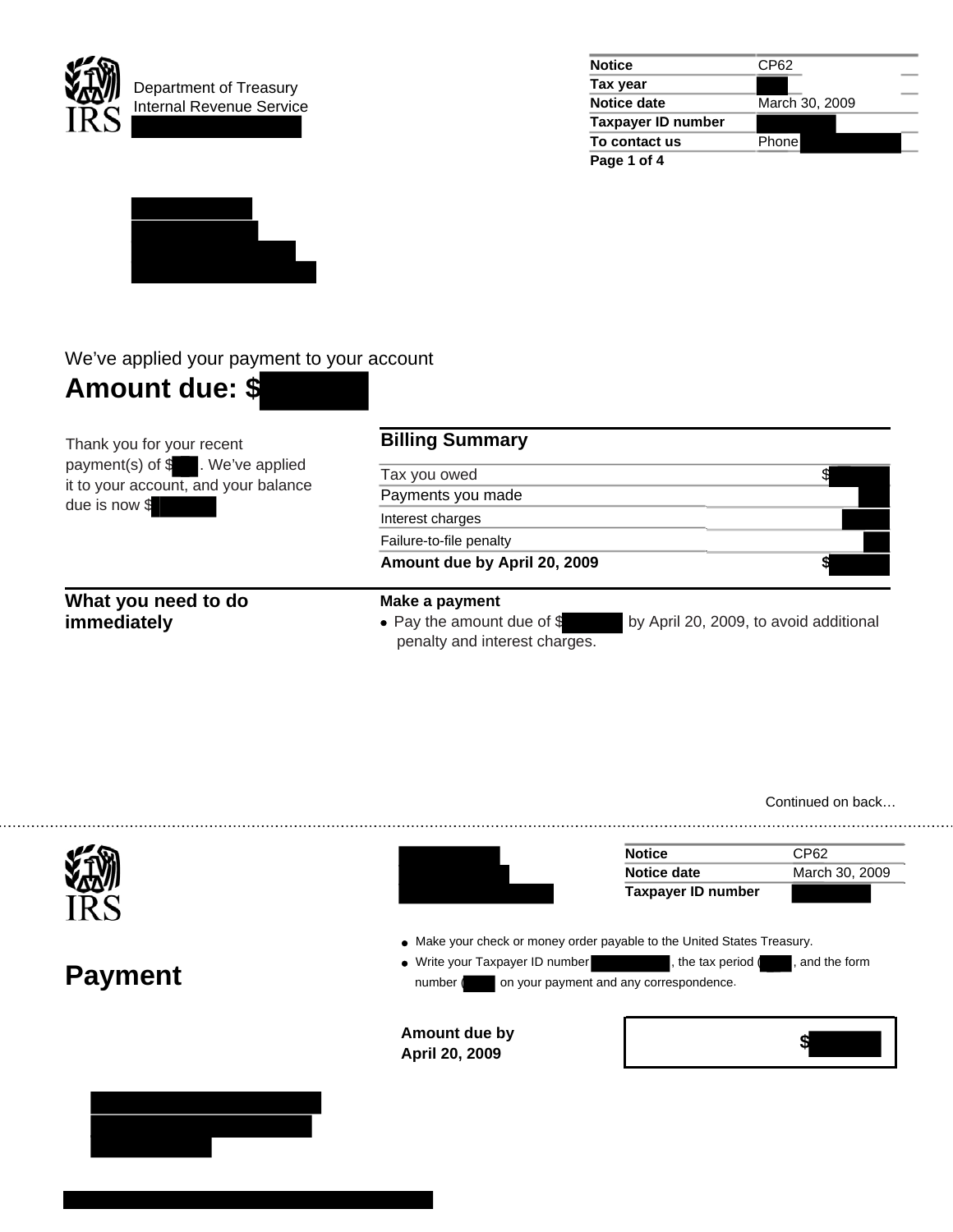Department of Treasury
Internal Revenue Service

| Notice | CP62 |
| --- | --- |
| Tax year | |
| Notice date | March 30, 2009 |
| Taxpayer ID number | |
| To contact us | Phone |

We've applied your payment to your account

# Amount due: $

Thank you for your recent payment(s) of $ . We've applied it to your account, and your balance due is now $

## Billing Summary

| | |
| --- | --- |
| Tax you owed | $ |
| Payments you made | |
| Interest charges | |
| Failure-to-file penalty | |
| **Amount due by April 20, 2009** | **$** |

## What you need to do immediately

**Make a payment**

- Pay the amount due of $ by April 20, 2009, to avoid additional penalty and interest charges.

Continued on back…

---

| Notice | CP62 |
| --- | --- |
| Notice date | March 30, 2009 |
| Taxpayer ID number | |

# Payment

- Make your check or money order payable to the United States Treasury.
- Write your Taxpayer ID number , the tax period ( , and the form number ( on your payment and any correspondence.

**Amount due by April 20, 2009** $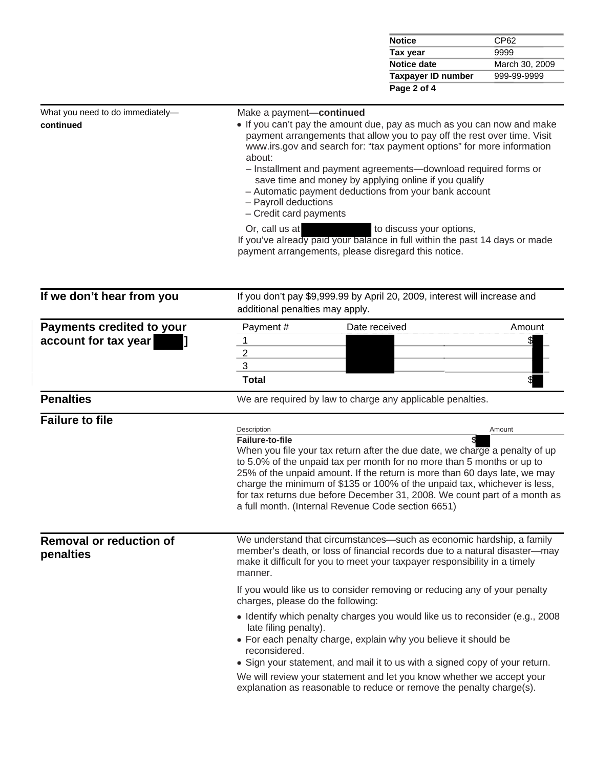| Notice | CP62 |
| --- | --- |
| Tax year | 9999 |
| Notice date | March 30, 2009 |
| Taxpayer ID number | 999-99-9999 |

**What you need to do immediately—continued**

Make a payment—**continued**

- If you can't pay the amount due, pay as much as you can now and make payment arrangements that allow you to pay off the rest over time. Visit www.irs.gov and search for: "tax payment options" for more information about:
  - Installment and payment agreements—download required forms or save time and money by applying online if you qualify
  - Automatic payment deductions from your bank account
  - Payroll deductions
  - Credit card payments

  Or, call us at [redacted] to discuss your options.

If you've already paid your balance in full within the past 14 days or made payment arrangements, please disregard this notice.

## If we don't hear from you

If you don't pay $9,999.99 by April 20, 2009, interest will increase and additional penalties may apply.

## Payments credited to your account for tax year [redacted]]

| Payment # | Date received | Amount |
| --- | --- | --- |
| 1 | [redacted] | $[redacted] |
| 2 | [redacted] | [redacted] |
| 3 | [redacted] | [redacted] |
| **Total** | | $[redacted] |

## Penalties

We are required by law to charge any applicable penalties.

## Failure to file

| Description | Amount |
| --- | --- |
| **Failure-to-file** | **$**[redacted] |

When you file your tax return after the due date, we charge a penalty of up to 5.0% of the unpaid tax per month for no more than 5 months or up to 25% of the unpaid amount. If the return is more than 60 days late, we may charge the minimum of $135 or 100% of the unpaid tax, whichever is less, for tax returns due before December 31, 2008. We count part of a month as a full month. (Internal Revenue Code section 6651)

## Removal or reduction of penalties

We understand that circumstances—such as economic hardship, a family member's death, or loss of financial records due to a natural disaster—may make it difficult for you to meet your taxpayer responsibility in a timely manner.

If you would like us to consider removing or reducing any of your penalty charges, please do the following:

- Identify which penalty charges you would like us to reconsider (e.g., 2008 late filing penalty).
- For each penalty charge, explain why you believe it should be reconsidered.
- Sign your statement, and mail it to us with a signed copy of your return.

We will review your statement and let you know whether we accept your explanation as reasonable to reduce or remove the penalty charge(s).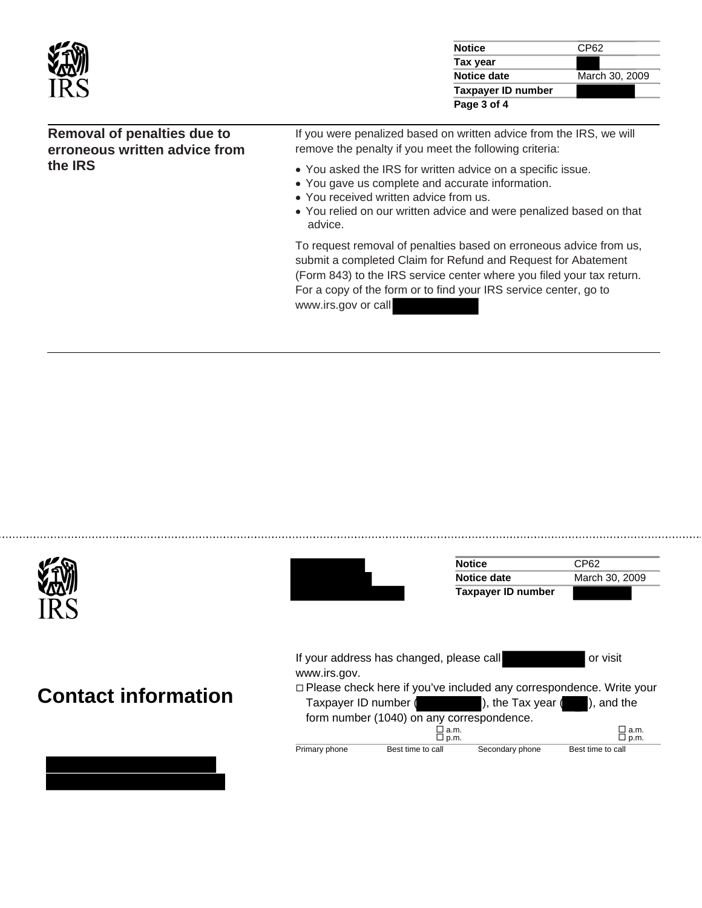| Notice | CP62 |
| --- | --- |
| Tax year | |
| Notice date | March 30, 2009 |
| Taxpayer ID number | |

## Removal of penalties due to erroneous written advice from the IRS

If you were penalized based on written advice from the IRS, we will remove the penalty if you meet the following criteria:

- You asked the IRS for written advice on a specific issue.
- You gave us complete and accurate information.
- You received written advice from us.
- You relied on our written advice and were penalized based on that advice.

To request removal of penalties based on erroneous advice from us, submit a completed Claim for Refund and Request for Abatement (Form 843) to the IRS service center where you filed your tax return. For a copy of the form or to find your IRS service center, go to www.irs.gov or call

---

| Notice | CP62 |
| --- | --- |
| Notice date | March 30, 2009 |
| Taxpayer ID number | |

## Contact information

If your address has changed, please call  or visit www.irs.gov.

☐ Please check here if you've included any correspondence. Write your Taxpayer ID number ( ), the Tax year ( ), and the form number (1040) on any correspondence.

| Primary phone | Best time to call | Secondary phone | Best time to call |
| --- | --- | --- | --- |
| | ☐ a.m. ☐ p.m. | | ☐ a.m. ☐ p.m. |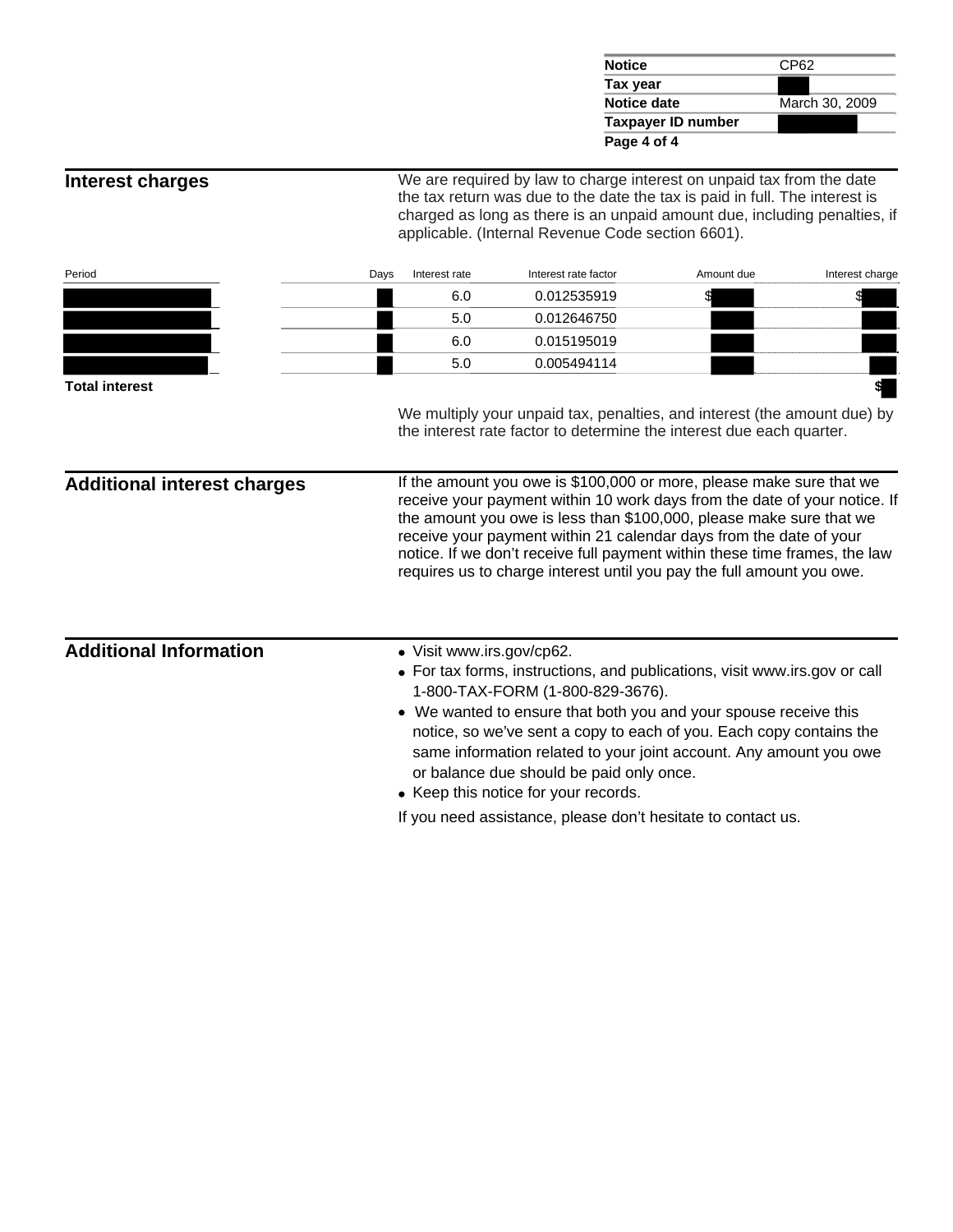| | |
|---|---|
| **Notice** | CP62 |
| **Tax year** | |
| **Notice date** | March 30, 2009 |
| **Taxpayer ID number** | |

## Interest charges

We are required by law to charge interest on unpaid tax from the date the tax return was due to the date the tax is paid in full. The interest is charged as long as there is an unpaid amount due, including penalties, if applicable. (Internal Revenue Code section 6601).

| Period | Days | Interest rate | Interest rate factor | Amount due | Interest charge |
|---|---|---|---|---|---|
| | | 6.0 | 0.012535919 | $ | $ |
| | | 5.0 | 0.012646750 | | |
| | | 6.0 | 0.015195019 | | |
| | | 5.0 | 0.005494114 | | |
| **Total interest** | | | | | **$** |

We multiply your unpaid tax, penalties, and interest (the amount due) by the interest rate factor to determine the interest due each quarter.

## Additional interest charges

If the amount you owe is $100,000 or more, please make sure that we receive your payment within 10 work days from the date of your notice. If the amount you owe is less than $100,000, please make sure that we receive your payment within 21 calendar days from the date of your notice. If we don't receive full payment within these time frames, the law requires us to charge interest until you pay the full amount you owe.

## Additional Information

- Visit www.irs.gov/cp62.
- For tax forms, instructions, and publications, visit www.irs.gov or call 1-800-TAX-FORM (1-800-829-3676).
- We wanted to ensure that both you and your spouse receive this notice, so we've sent a copy to each of you. Each copy contains the same information related to your joint account. Any amount you owe or balance due should be paid only once.
- Keep this notice for your records.

If you need assistance, please don't hesitate to contact us.